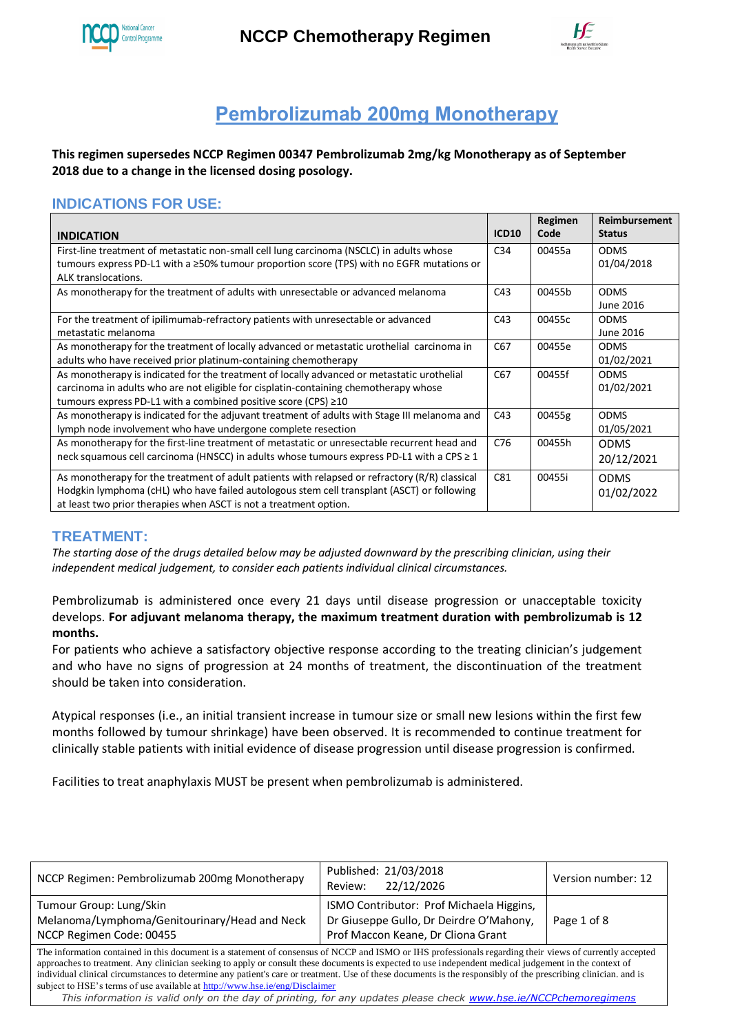# Pembrolizumab 200mg Monotherapy

**This regimen supersedes NCCP Regimen 00347 Pembrolizumab 2mg/kg Monotherapy as of September 2018 due to a change in the licensed dosing posology.**

## INDICATIONS FOR USE:

| INDICATION | ICD10 | Regimen Code | Reimbursement Status |
|---|---|---|---|
| First-line treatment of metastatic non-small cell lung carcinoma (NSCLC) in adults whose tumours express PD-L1 with a ≥50% tumour proportion score (TPS) with no EGFR mutations or ALK translocations. | C34 | 00455a | ODMS 01/04/2018 |
| As monotherapy for the treatment of adults with unresectable or advanced melanoma | C43 | 00455b | ODMS June 2016 |
| For the treatment of ipilimumab-refractory patients with unresectable or advanced metastatic melanoma | C43 | 00455c | ODMS June 2016 |
| As monotherapy for the treatment of locally advanced or metastatic urothelial carcinoma in adults who have received prior platinum-containing chemotherapy | C67 | 00455e | ODMS 01/02/2021 |
| As monotherapy is indicated for the treatment of locally advanced or metastatic urothelial carcinoma in adults who are not eligible for cisplatin-containing chemotherapy whose tumours express PD-L1 with a combined positive score (CPS) ≥10 | C67 | 00455f | ODMS 01/02/2021 |
| As monotherapy is indicated for the adjuvant treatment of adults with Stage III melanoma and lymph node involvement who have undergone complete resection | C43 | 00455g | ODMS 01/05/2021 |
| As monotherapy for the first-line treatment of metastatic or unresectable recurrent head and neck squamous cell carcinoma (HNSCC) in adults whose tumours express PD-L1 with a CPS ≥ 1 | C76 | 00455h | ODMS 20/12/2021 |
| As monotherapy for the treatment of adult patients with relapsed or refractory (R/R) classical Hodgkin lymphoma (cHL) who have failed autologous stem cell transplant (ASCT) or following at least two prior therapies when ASCT is not a treatment option. | C81 | 00455i | ODMS 01/02/2022 |

## TREATMENT:

*The starting dose of the drugs detailed below may be adjusted downward by the prescribing clinician, using their independent medical judgement, to consider each patients individual clinical circumstances.*

Pembrolizumab is administered once every 21 days until disease progression or unacceptable toxicity develops. **For adjuvant melanoma therapy, the maximum treatment duration with pembrolizumab is 12 months.**

For patients who achieve a satisfactory objective response according to the treating clinician's judgement and who have no signs of progression at 24 months of treatment, the discontinuation of the treatment should be taken into consideration.

Atypical responses (i.e., an initial transient increase in tumour size or small new lesions within the first few months followed by tumour shrinkage) have been observed. It is recommended to continue treatment for clinically stable patients with initial evidence of disease progression until disease progression is confirmed.

Facilities to treat anaphylaxis MUST be present when pembrolizumab is administered.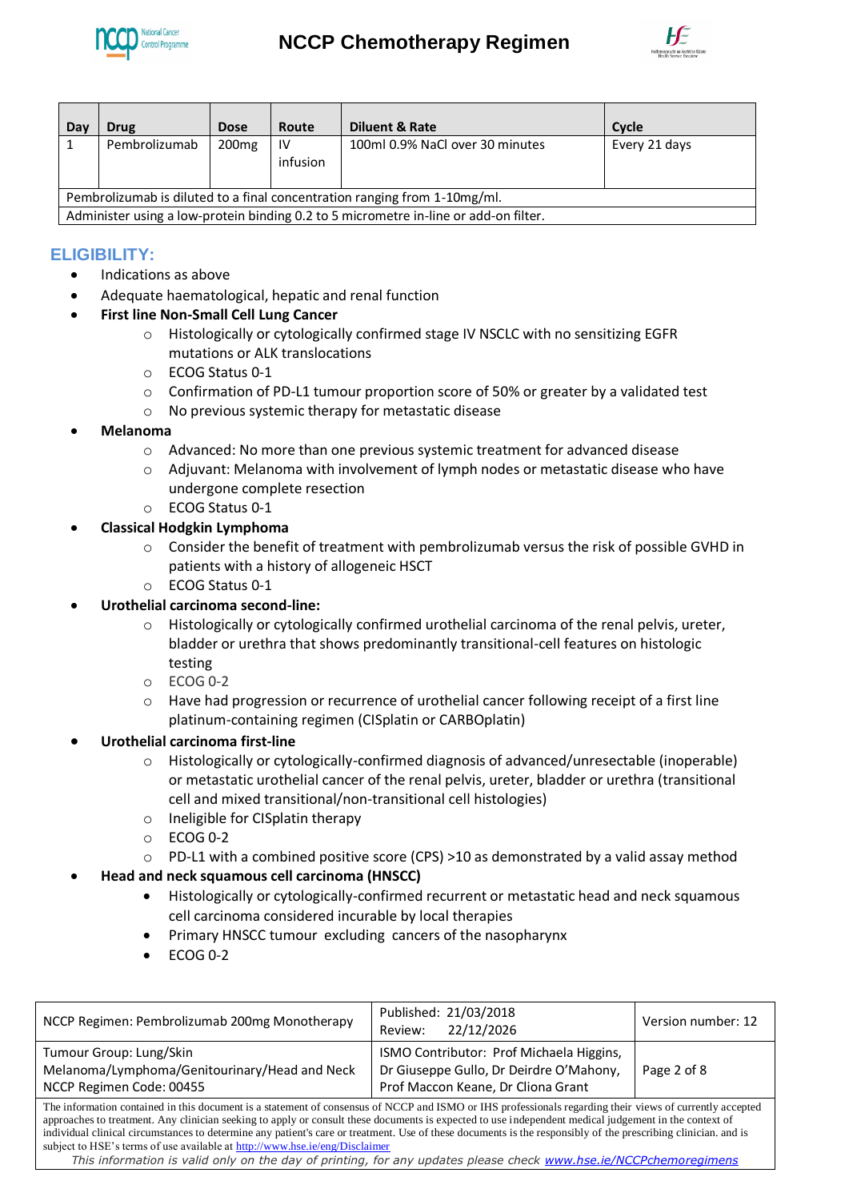| Day | Drug | Dose | Route | Diluent & Rate | Cycle |
|---|---|---|---|---|---|
| 1 | Pembrolizumab | 200mg | IV infusion | 100ml 0.9% NaCl over 30 minutes | Every 21 days |
| Pembrolizumab is diluted to a final concentration ranging from 1-10mg/ml. | | | | | |
| Administer using a low-protein binding 0.2 to 5 micrometre in-line or add-on filter. | | | | | |

## ELIGIBILITY:

- Indications as above
- Adequate haematological, hepatic and renal function
- **First line Non-Small Cell Lung Cancer**
  - Histologically or cytologically confirmed stage IV NSCLC with no sensitizing EGFR mutations or ALK translocations
  - ECOG Status 0-1
  - Confirmation of PD-L1 tumour proportion score of 50% or greater by a validated test
  - No previous systemic therapy for metastatic disease
- **Melanoma**
  - Advanced: No more than one previous systemic treatment for advanced disease
  - Adjuvant: Melanoma with involvement of lymph nodes or metastatic disease who have undergone complete resection
  - ECOG Status 0-1
- **Classical Hodgkin Lymphoma**
  - Consider the benefit of treatment with pembrolizumab versus the risk of possible GVHD in patients with a history of allogeneic HSCT
  - ECOG Status 0-1
- **Urothelial carcinoma second-line:**
  - Histologically or cytologically confirmed urothelial carcinoma of the renal pelvis, ureter, bladder or urethra that shows predominantly transitional-cell features on histologic testing
  - ECOG 0-2
  - Have had progression or recurrence of urothelial cancer following receipt of a first line platinum-containing regimen (CISplatin or CARBOplatin)
- **Urothelial carcinoma first-line**
  - Histologically or cytologically-confirmed diagnosis of advanced/unresectable (inoperable) or metastatic urothelial cancer of the renal pelvis, ureter, bladder or urethra (transitional cell and mixed transitional/non-transitional cell histologies)
  - Ineligible for CISplatin therapy
  - ECOG 0-2
  - PD-L1 with a combined positive score (CPS) >10 as demonstrated by a valid assay method
- **Head and neck squamous cell carcinoma (HNSCC)**
  - Histologically or cytologically-confirmed recurrent or metastatic head and neck squamous cell carcinoma considered incurable by local therapies
  - Primary HNSCC tumour excluding cancers of the nasopharynx
  - ECOG 0-2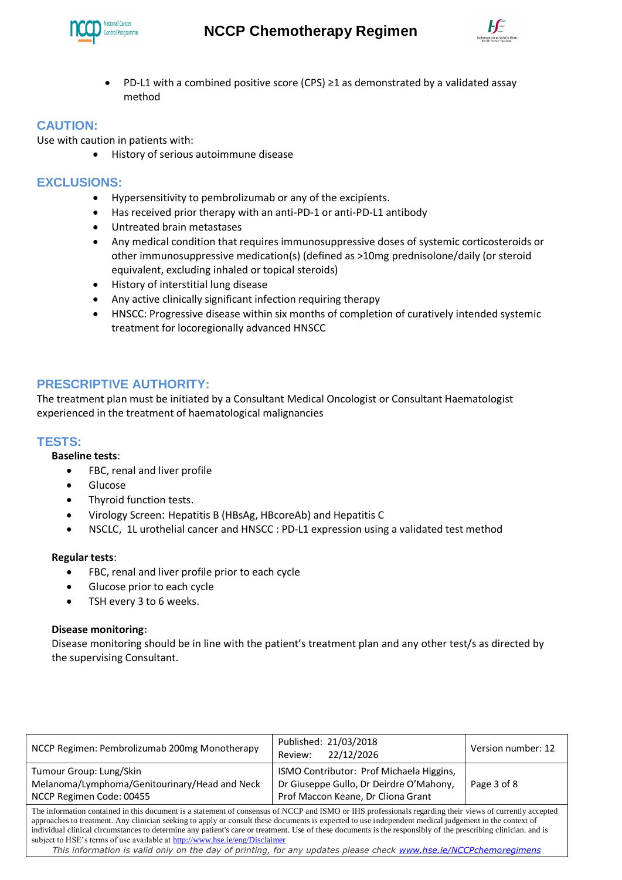- PD-L1 with a combined positive score (CPS) ≥1 as demonstrated by a validated assay method

## CAUTION:

Use with caution in patients with:

- History of serious autoimmune disease

## EXCLUSIONS:

- Hypersensitivity to pembrolizumab or any of the excipients.
- Has received prior therapy with an anti-PD-1 or anti-PD-L1 antibody
- Untreated brain metastases
- Any medical condition that requires immunosuppressive doses of systemic corticosteroids or other immunosuppressive medication(s) (defined as >10mg prednisolone/daily (or steroid equivalent, excluding inhaled or topical steroids)
- History of interstitial lung disease
- Any active clinically significant infection requiring therapy
- HNSCC: Progressive disease within six months of completion of curatively intended systemic treatment for locoregionally advanced HNSCC

## PRESCRIPTIVE AUTHORITY:

The treatment plan must be initiated by a Consultant Medical Oncologist or Consultant Haematologist experienced in the treatment of haematological malignancies

## TESTS:

**Baseline tests**:

- FBC, renal and liver profile
- Glucose
- Thyroid function tests.
- Virology Screen: Hepatitis B (HBsAg, HBcoreAb) and Hepatitis C
- NSCLC, 1L urothelial cancer and HNSCC : PD-L1 expression using a validated test method

**Regular tests**:

- FBC, renal and liver profile prior to each cycle
- Glucose prior to each cycle
- TSH every 3 to 6 weeks.

**Disease monitoring**:

Disease monitoring should be in line with the patient's treatment plan and any other test/s as directed by the supervising Consultant.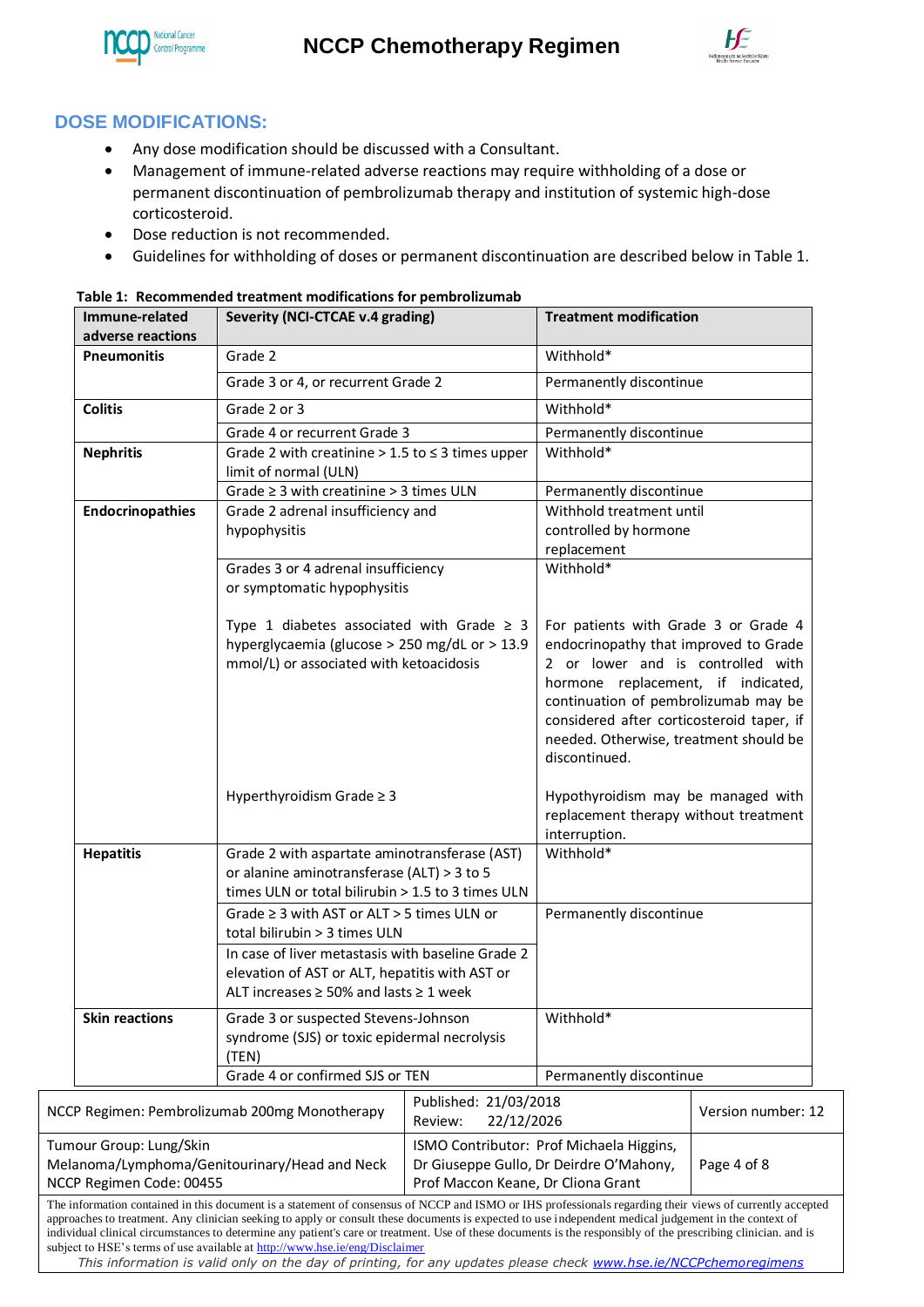## DOSE MODIFICATIONS:

- Any dose modification should be discussed with a Consultant.
- Management of immune-related adverse reactions may require withholding of a dose or permanent discontinuation of pembrolizumab therapy and institution of systemic high-dose corticosteroid.
- Dose reduction is not recommended.
- Guidelines for withholding of doses or permanent discontinuation are described below in Table 1.

**Table 1: Recommended treatment modifications for pembrolizumab**

| Immune-related adverse reactions | Severity (NCI-CTCAE v.4 grading) | Treatment modification |
|---|---|---|
| **Pneumonitis** | Grade 2 | Withhold* |
| | Grade 3 or 4, or recurrent Grade 2 | Permanently discontinue |
| **Colitis** | Grade 2 or 3 | Withhold* |
| | Grade 4 or recurrent Grade 3 | Permanently discontinue |
| **Nephritis** | Grade 2 with creatinine > 1.5 to ≤ 3 times upper limit of normal (ULN) | Withhold* |
| | Grade ≥ 3 with creatinine > 3 times ULN | Permanently discontinue |
| **Endocrinopathies** | Grade 2 adrenal insufficiency and hypophysitis | Withhold treatment until controlled by hormone replacement |
| | Grades 3 or 4 adrenal insufficiency or symptomatic hypophysitis<br><br>Type 1 diabetes associated with Grade ≥ 3 hyperglycaemia (glucose > 250 mg/dL or > 13.9 mmol/L) or associated with ketoacidosis<br><br>Hyperthyroidism Grade ≥ 3 | Withhold*<br><br>For patients with Grade 3 or Grade 4 endocrinopathy that improved to Grade 2 or lower and is controlled with hormone replacement, if indicated, continuation of pembrolizumab may be considered after corticosteroid taper, if needed. Otherwise, treatment should be discontinued.<br><br>Hypothyroidism may be managed with replacement therapy without treatment interruption. |
| **Hepatitis** | Grade 2 with aspartate aminotransferase (AST) or alanine aminotransferase (ALT) > 3 to 5 times ULN or total bilirubin > 1.5 to 3 times ULN | Withhold* |
| | Grade ≥ 3 with AST or ALT > 5 times ULN or total bilirubin > 3 times ULN | Permanently discontinue |
| | In case of liver metastasis with baseline Grade 2 elevation of AST or ALT, hepatitis with AST or ALT increases ≥ 50% and lasts ≥ 1 week | |
| **Skin reactions** | Grade 3 or suspected Stevens-Johnson syndrome (SJS) or toxic epidermal necrolysis (TEN) | Withhold* |
| | Grade 4 or confirmed SJS or TEN | Permanently discontinue |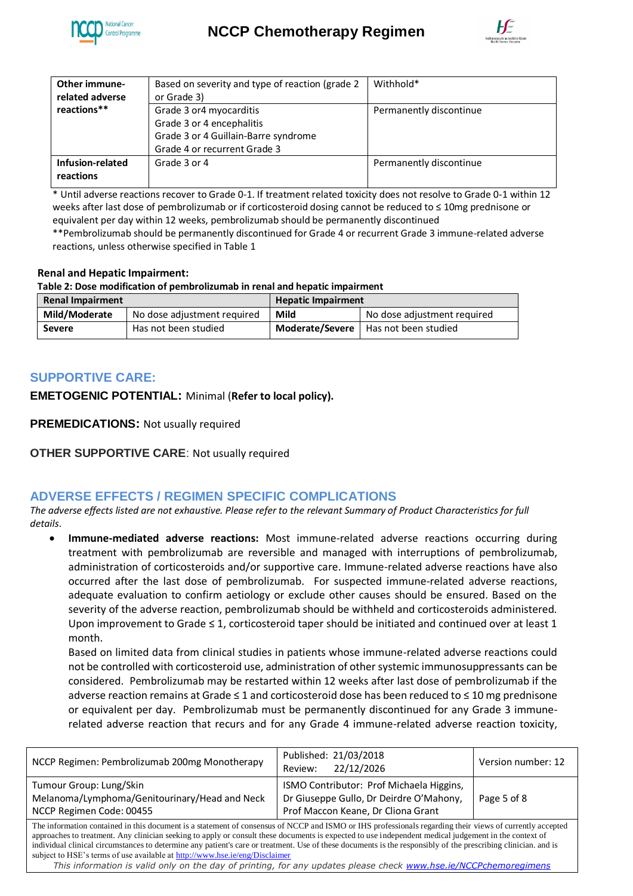| Other immune-related adverse reactions** | Based on severity and type of reaction (grade 2 or Grade 3) | Withhold* |
|---|---|---|
| | Grade 3 or4 myocarditis<br>Grade 3 or 4 encephalitis<br>Grade 3 or 4 Guillain-Barre syndrome<br>Grade 4 or recurrent Grade 3 | Permanently discontinue |
| **Infusion-related reactions** | Grade 3 or 4 | Permanently discontinue |

\* Until adverse reactions recover to Grade 0-1. If treatment related toxicity does not resolve to Grade 0-1 within 12 weeks after last dose of pembrolizumab or if corticosteroid dosing cannot be reduced to ≤ 10mg prednisone or equivalent per day within 12 weeks, pembrolizumab should be permanently discontinued

**Pembrolizumab should be permanently discontinued for Grade 4 or recurrent Grade 3 immune-related adverse reactions, unless otherwise specified in Table 1

**Renal and Hepatic Impairment:**

**Table 2: Dose modification of pembrolizumab in renal and hepatic impairment**

| Renal Impairment | | Hepatic Impairment | |
|---|---|---|---|
| **Mild/Moderate** | No dose adjustment required | **Mild** | No dose adjustment required |
| **Severe** | Has not been studied | **Moderate/Severe** | Has not been studied |

## SUPPORTIVE CARE:

**EMETOGENIC POTENTIAL:** Minimal (**Refer to local policy).**

**PREMEDICATIONS:** Not usually required

**OTHER SUPPORTIVE CARE**: Not usually required

## ADVERSE EFFECTS / REGIMEN SPECIFIC COMPLICATIONS

*The adverse effects listed are not exhaustive. Please refer to the relevant Summary of Product Characteristics for full details.*

- **Immune-mediated adverse reactions:** Most immune-related adverse reactions occurring during treatment with pembrolizumab are reversible and managed with interruptions of pembrolizumab, administration of corticosteroids and/or supportive care. Immune-related adverse reactions have also occurred after the last dose of pembrolizumab. For suspected immune-related adverse reactions, adequate evaluation to confirm aetiology or exclude other causes should be ensured. Based on the severity of the adverse reaction, pembrolizumab should be withheld and corticosteroids administered. Upon improvement to Grade ≤ 1, corticosteroid taper should be initiated and continued over at least 1 month.

  Based on limited data from clinical studies in patients whose immune-related adverse reactions could not be controlled with corticosteroid use, administration of other systemic immunosuppressants can be considered. Pembrolizumab may be restarted within 12 weeks after last dose of pembrolizumab if the adverse reaction remains at Grade ≤ 1 and corticosteroid dose has been reduced to ≤ 10 mg prednisone or equivalent per day. Pembrolizumab must be permanently discontinued for any Grade 3 immune-related adverse reaction that recurs and for any Grade 4 immune-related adverse reaction toxicity,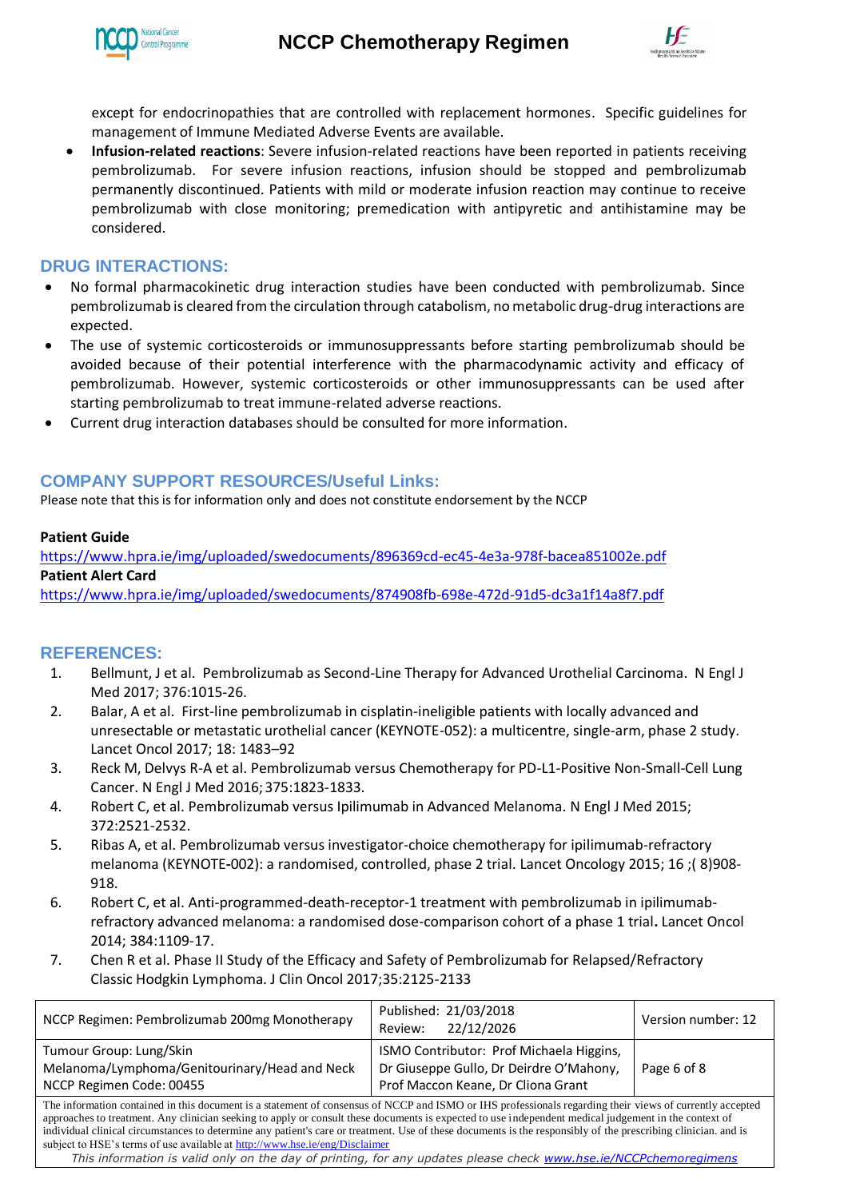except for endocrinopathies that are controlled with replacement hormones. Specific guidelines for management of Immune Mediated Adverse Events are available.

- **Infusion-related reactions**: Severe infusion-related reactions have been reported in patients receiving pembrolizumab. For severe infusion reactions, infusion should be stopped and pembrolizumab permanently discontinued. Patients with mild or moderate infusion reaction may continue to receive pembrolizumab with close monitoring; premedication with antipyretic and antihistamine may be considered.

## DRUG INTERACTIONS:

- No formal pharmacokinetic drug interaction studies have been conducted with pembrolizumab. Since pembrolizumab is cleared from the circulation through catabolism, no metabolic drug-drug interactions are expected.
- The use of systemic corticosteroids or immunosuppressants before starting pembrolizumab should be avoided because of their potential interference with the pharmacodynamic activity and efficacy of pembrolizumab. However, systemic corticosteroids or other immunosuppressants can be used after starting pembrolizumab to treat immune-related adverse reactions.
- Current drug interaction databases should be consulted for more information.

## COMPANY SUPPORT RESOURCES/Useful Links:

Please note that this is for information only and does not constitute endorsement by the NCCP

**Patient Guide**
https://www.hpra.ie/img/uploaded/swedocuments/896369cd-ec45-4e3a-978f-bacea851002e.pdf
**Patient Alert Card**
https://www.hpra.ie/img/uploaded/swedocuments/874908fb-698e-472d-91d5-dc3a1f14a8f7.pdf

## REFERENCES:

1. Bellmunt, J et al. Pembrolizumab as Second-Line Therapy for Advanced Urothelial Carcinoma. N Engl J Med 2017; 376:1015-26.
2. Balar, A et al. First-line pembrolizumab in cisplatin-ineligible patients with locally advanced and unresectable or metastatic urothelial cancer (KEYNOTE-052): a multicentre, single-arm, phase 2 study. Lancet Oncol 2017; 18: 1483–92
3. Reck M, Delvys R-A et al. Pembrolizumab versus Chemotherapy for PD-L1-Positive Non-Small-Cell Lung Cancer. N Engl J Med 2016; 375:1823-1833.
4. Robert C, et al. Pembrolizumab versus Ipilimumab in Advanced Melanoma. N Engl J Med 2015; 372:2521-2532.
5. Ribas A, et al. Pembrolizumab versus investigator-choice chemotherapy for ipilimumab-refractory melanoma (KEYNOTE-002): a randomised, controlled, phase 2 trial. Lancet Oncology 2015; 16 ;( 8)908-918.
6. Robert C, et al. Anti-programmed-death-receptor-1 treatment with pembrolizumab in ipilimumab-refractory advanced melanoma: a randomised dose-comparison cohort of a phase 1 trial**.** Lancet Oncol 2014; 384:1109-17.
7. Chen R et al. Phase II Study of the Efficacy and Safety of Pembrolizumab for Relapsed/Refractory Classic Hodgkin Lymphoma. J Clin Oncol 2017;35:2125-2133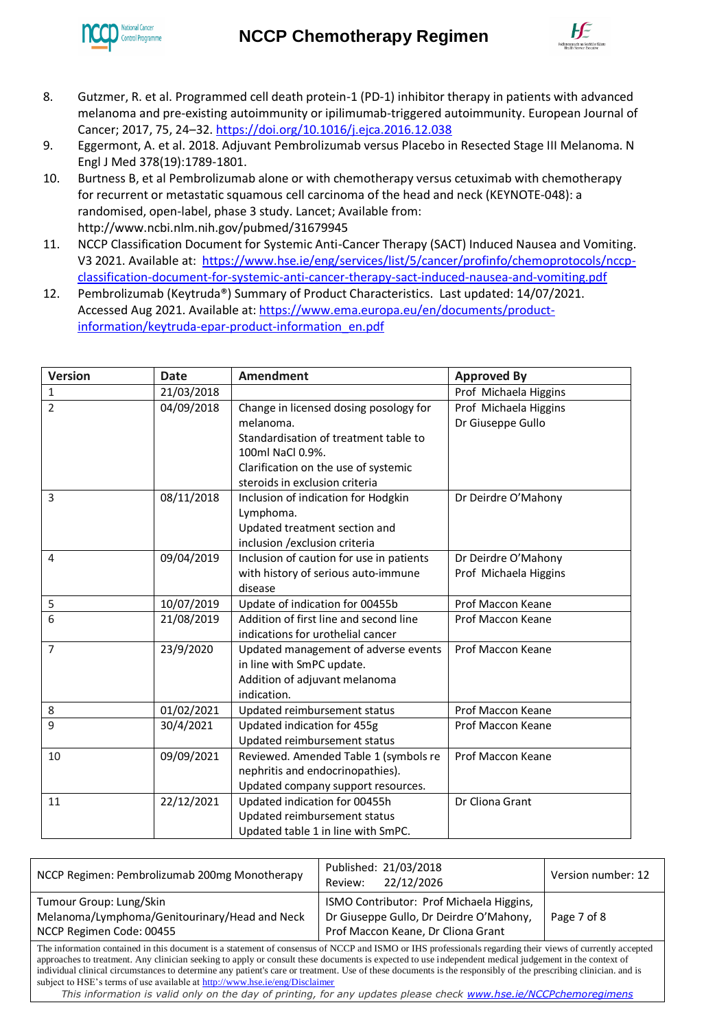8. Gutzmer, R. et al. Programmed cell death protein-1 (PD-1) inhibitor therapy in patients with advanced melanoma and pre-existing autoimmunity or ipilimumab-triggered autoimmunity. European Journal of Cancer; 2017, 75, 24–32. https://doi.org/10.1016/j.ejca.2016.12.038
9. Eggermont, A. et al. 2018. Adjuvant Pembrolizumab versus Placebo in Resected Stage III Melanoma. N Engl J Med 378(19):1789-1801.
10. Burtness B, et al Pembrolizumab alone or with chemotherapy versus cetuximab with chemotherapy for recurrent or metastatic squamous cell carcinoma of the head and neck (KEYNOTE-048): a randomised, open-label, phase 3 study. Lancet; Available from: http://www.ncbi.nlm.nih.gov/pubmed/31679945
11. NCCP Classification Document for Systemic Anti-Cancer Therapy (SACT) Induced Nausea and Vomiting. V3 2021. Available at: https://www.hse.ie/eng/services/list/5/cancer/profinfo/chemoprotocols/nccp-classification-document-for-systemic-anti-cancer-therapy-sact-induced-nausea-and-vomiting.pdf
12. Pembrolizumab (Keytruda®) Summary of Product Characteristics. Last updated: 14/07/2021. Accessed Aug 2021. Available at: https://www.ema.europa.eu/en/documents/product-information/keytruda-epar-product-information_en.pdf

| Version | Date | Amendment | Approved By |
|---|---|---|---|
| 1 | 21/03/2018 | | Prof Michaela Higgins |
| 2 | 04/09/2018 | Change in licensed dosing posology for melanoma.<br>Standardisation of treatment table to 100ml NaCl 0.9%.<br>Clarification on the use of systemic steroids in exclusion criteria | Prof Michaela Higgins<br>Dr Giuseppe Gullo |
| 3 | 08/11/2018 | Inclusion of indication for Hodgkin Lymphoma.<br>Updated treatment section and inclusion /exclusion criteria | Dr Deirdre O'Mahony |
| 4 | 09/04/2019 | Inclusion of caution for use in patients with history of serious auto-immune disease | Dr Deirdre O'Mahony<br>Prof Michaela Higgins |
| 5 | 10/07/2019 | Update of indication for 00455b | Prof Maccon Keane |
| 6 | 21/08/2019 | Addition of first line and second line indications for urothelial cancer | Prof Maccon Keane |
| 7 | 23/9/2020 | Updated management of adverse events in line with SmPC update.<br>Addition of adjuvant melanoma indication. | Prof Maccon Keane |
| 8 | 01/02/2021 | Updated reimbursement status | Prof Maccon Keane |
| 9 | 30/4/2021 | Updated indication for 455g<br>Updated reimbursement status | Prof Maccon Keane |
| 10 | 09/09/2021 | Reviewed. Amended Table 1 (symbols re nephritis and endocrinopathies).<br>Updated company support resources. | Prof Maccon Keane |
| 11 | 22/12/2021 | Updated indication for 00455h<br>Updated reimbursement status<br>Updated table 1 in line with SmPC. | Dr Cliona Grant |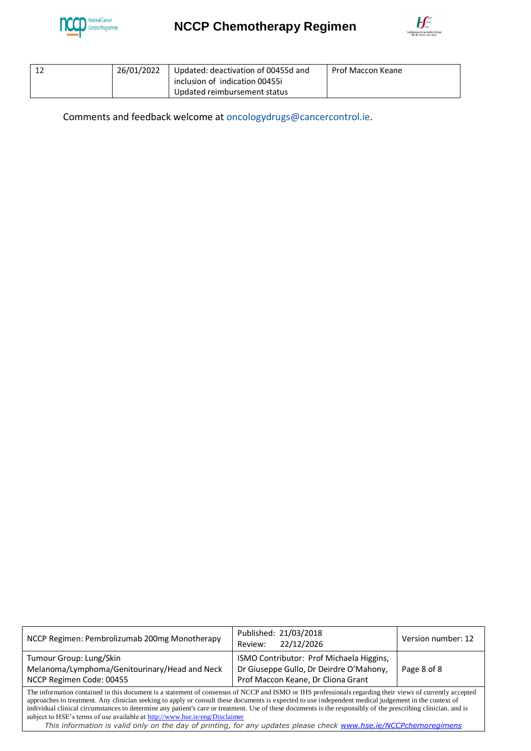| | | | |
|---|---|---|---|
| 12 | 26/01/2022 | Updated: deactivation of 00455d and inclusion of indication 00455i<br>Updated reimbursement status | Prof Maccon Keane |

Comments and feedback welcome at oncologydrugs@cancercontrol.ie.